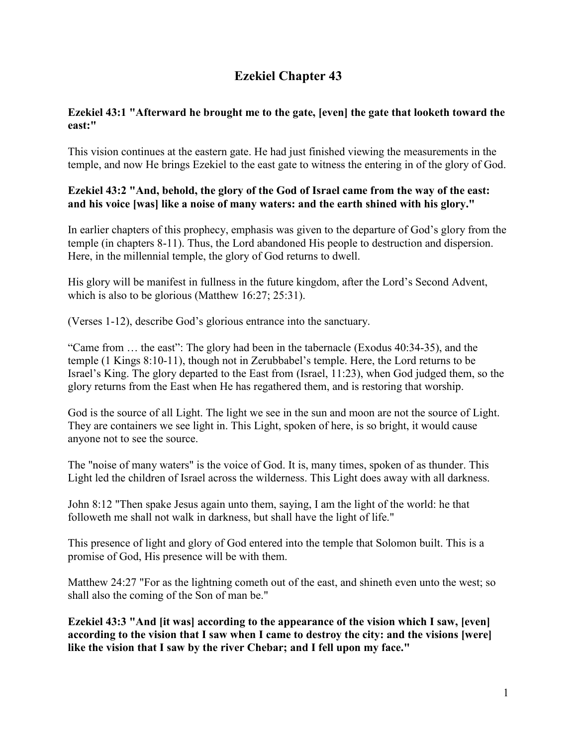# Ezekiel Chapter 43

**Ezekiel 43:1 "Afterward he brought me to the gate, [even] the gate that looketh toward the east:"**

This vision continues at the eastern gate. He had just finished viewing the measurements in the temple, and now He brings Ezekiel to the east gate to witness the entering in of the glory of God.

**Ezekiel 43:2 "And, behold, the glory of the God of Israel came from the way of the east: and his voice [was] like a noise of many waters: and the earth shined with his glory."**

In earlier chapters of this prophecy, emphasis was given to the departure of God's glory from the temple (in chapters 8-11). Thus, the Lord abandoned His people to destruction and dispersion. Here, in the millennial temple, the glory of God returns to dwell.

His glory will be manifest in fullness in the future kingdom, after the Lord's Second Advent, which is also to be glorious (Matthew 16:27; 25:31).

(Verses 1-12), describe God's glorious entrance into the sanctuary.

"Came from … the east": The glory had been in the tabernacle (Exodus 40:34-35), and the temple (1 Kings 8:10-11), though not in Zerubbabel's temple. Here, the Lord returns to be Israel's King. The glory departed to the East from (Israel, 11:23), when God judged them, so the glory returns from the East when He has regathered them, and is restoring that worship.

God is the source of all Light. The light we see in the sun and moon are not the source of Light. They are containers we see light in. This Light, spoken of here, is so bright, it would cause anyone not to see the source.

The "noise of many waters" is the voice of God. It is, many times, spoken of as thunder. This Light led the children of Israel across the wilderness. This Light does away with all darkness.

John 8:12 "Then spake Jesus again unto them, saying, I am the light of the world: he that followeth me shall not walk in darkness, but shall have the light of life."

This presence of light and glory of God entered into the temple that Solomon built. This is a promise of God, His presence will be with them.

Matthew 24:27 "For as the lightning cometh out of the east, and shineth even unto the west; so shall also the coming of the Son of man be."

**Ezekiel 43:3 "And [it was] according to the appearance of the vision which I saw, [even] according to the vision that I saw when I came to destroy the city: and the visions [were] like the vision that I saw by the river Chebar; and I fell upon my face."**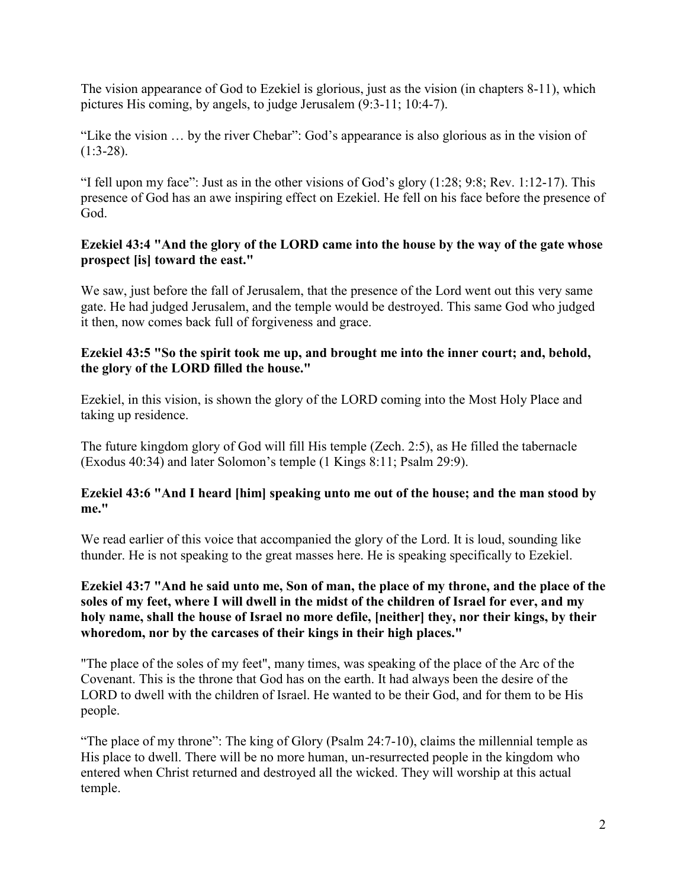The vision appearance of God to Ezekiel is glorious, just as the vision (in chapters 8-11), which pictures His coming, by angels, to judge Jerusalem (9:3-11; 10:4-7).

"Like the vision … by the river Chebar": God's appearance is also glorious as in the vision of (1:3-28).

"I fell upon my face": Just as in the other visions of God's glory (1:28; 9:8; Rev. 1:12-17). This presence of God has an awe inspiring effect on Ezekiel. He fell on his face before the presence of God.

**Ezekiel 43:4 "And the glory of the LORD came into the house by the way of the gate whose prospect [is] toward the east."**

We saw, just before the fall of Jerusalem, that the presence of the Lord went out this very same gate. He had judged Jerusalem, and the temple would be destroyed. This same God who judged it then, now comes back full of forgiveness and grace.

**Ezekiel 43:5 "So the spirit took me up, and brought me into the inner court; and, behold, the glory of the LORD filled the house."**

Ezekiel, in this vision, is shown the glory of the LORD coming into the Most Holy Place and taking up residence.

The future kingdom glory of God will fill His temple (Zech. 2:5), as He filled the tabernacle (Exodus 40:34) and later Solomon's temple (1 Kings 8:11; Psalm 29:9).

**Ezekiel 43:6 "And I heard [him] speaking unto me out of the house; and the man stood by me."**

We read earlier of this voice that accompanied the glory of the Lord. It is loud, sounding like thunder. He is not speaking to the great masses here. He is speaking specifically to Ezekiel.

**Ezekiel 43:7 "And he said unto me, Son of man, the place of my throne, and the place of the soles of my feet, where I will dwell in the midst of the children of Israel for ever, and my holy name, shall the house of Israel no more defile, [neither] they, nor their kings, by their whoredom, nor by the carcases of their kings in their high places."**

"The place of the soles of my feet", many times, was speaking of the place of the Arc of the Covenant. This is the throne that God has on the earth. It had always been the desire of the LORD to dwell with the children of Israel. He wanted to be their God, and for them to be His people.

"The place of my throne": The king of Glory (Psalm 24:7-10), claims the millennial temple as His place to dwell. There will be no more human, un-resurrected people in the kingdom who entered when Christ returned and destroyed all the wicked. They will worship at this actual temple.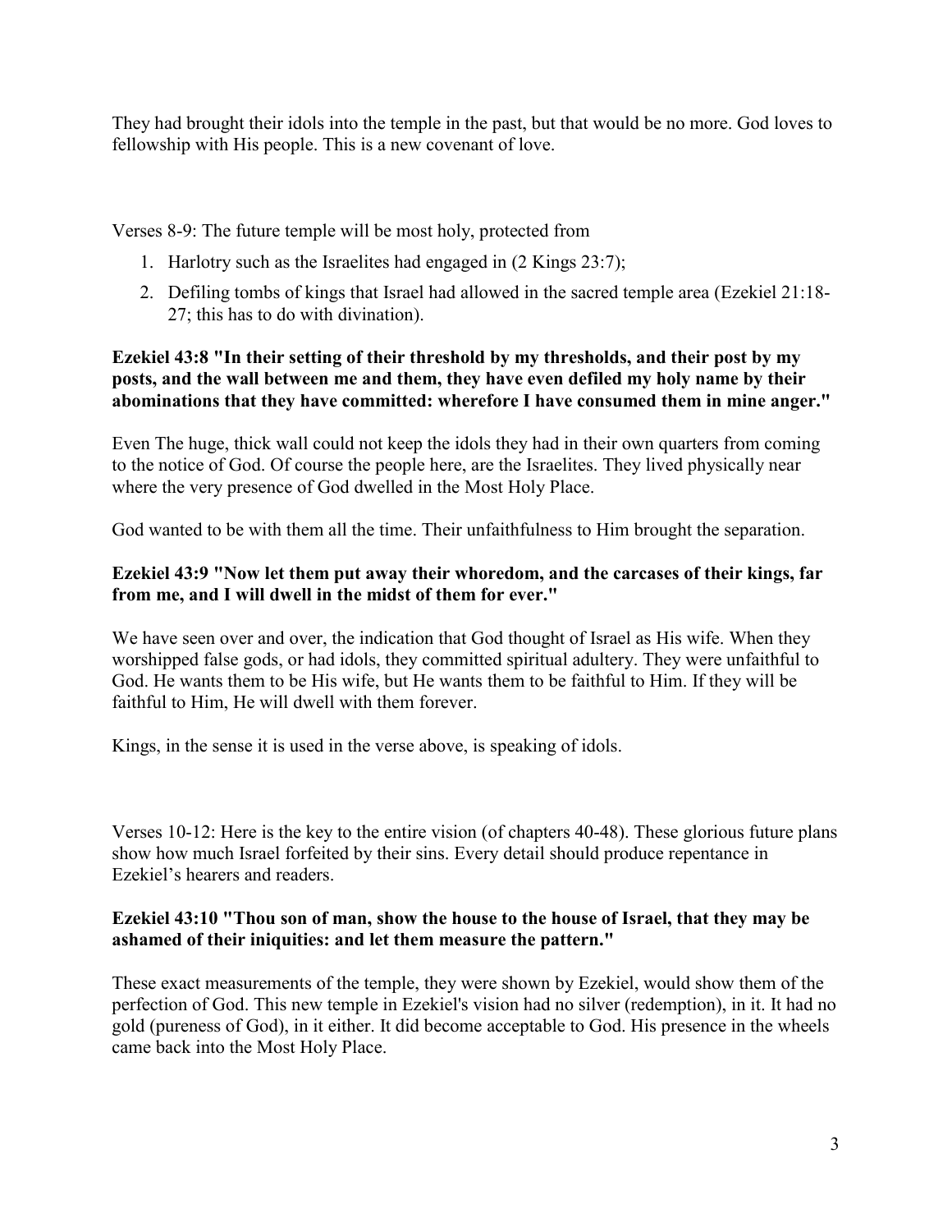They had brought their idols into the temple in the past, but that would be no more. God loves to fellowship with His people. This is a new covenant of love.

Verses 8-9: The future temple will be most holy, protected from

1. Harlotry such as the Israelites had engaged in (2 Kings 23:7);
2. Defiling tombs of kings that Israel had allowed in the sacred temple area (Ezekiel 21:18-27; this has to do with divination).

**Ezekiel 43:8 "In their setting of their threshold by my thresholds, and their post by my posts, and the wall between me and them, they have even defiled my holy name by their abominations that they have committed: wherefore I have consumed them in mine anger."**

Even The huge, thick wall could not keep the idols they had in their own quarters from coming to the notice of God. Of course the people here, are the Israelites. They lived physically near where the very presence of God dwelled in the Most Holy Place.

God wanted to be with them all the time. Their unfaithfulness to Him brought the separation.

**Ezekiel 43:9 "Now let them put away their whoredom, and the carcases of their kings, far from me, and I will dwell in the midst of them for ever."**

We have seen over and over, the indication that God thought of Israel as His wife. When they worshipped false gods, or had idols, they committed spiritual adultery. They were unfaithful to God. He wants them to be His wife, but He wants them to be faithful to Him. If they will be faithful to Him, He will dwell with them forever.

Kings, in the sense it is used in the verse above, is speaking of idols.

Verses 10-12: Here is the key to the entire vision (of chapters 40-48). These glorious future plans show how much Israel forfeited by their sins. Every detail should produce repentance in Ezekiel's hearers and readers.

**Ezekiel 43:10 "Thou son of man, show the house to the house of Israel, that they may be ashamed of their iniquities: and let them measure the pattern."**

These exact measurements of the temple, they were shown by Ezekiel, would show them of the perfection of God. This new temple in Ezekiel's vision had no silver (redemption), in it. It had no gold (pureness of God), in it either. It did become acceptable to God. His presence in the wheels came back into the Most Holy Place.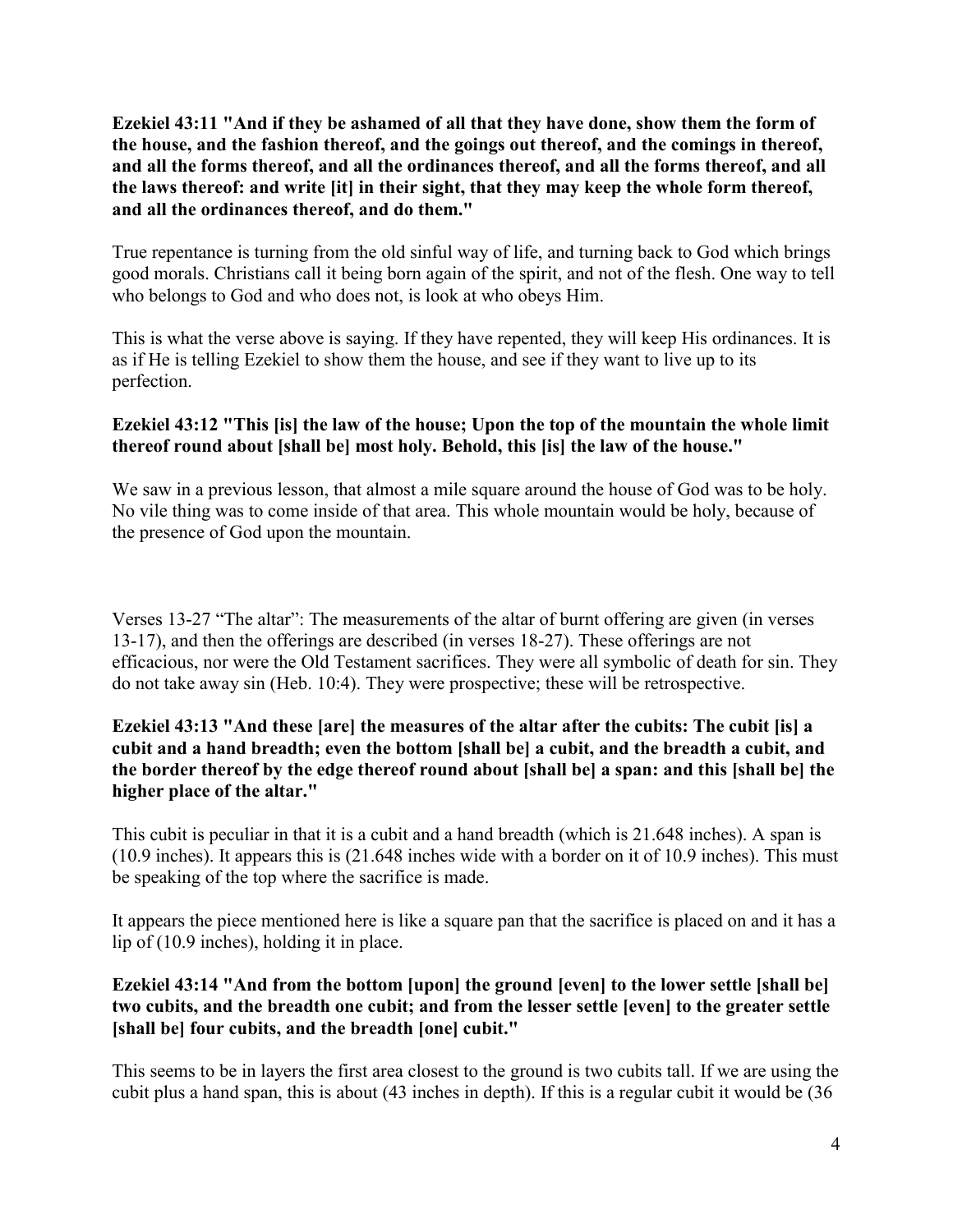**Ezekiel 43:11 "And if they be ashamed of all that they have done, show them the form of the house, and the fashion thereof, and the goings out thereof, and the comings in thereof, and all the forms thereof, and all the ordinances thereof, and all the forms thereof, and all the laws thereof: and write [it] in their sight, that they may keep the whole form thereof, and all the ordinances thereof, and do them."**

True repentance is turning from the old sinful way of life, and turning back to God which brings good morals. Christians call it being born again of the spirit, and not of the flesh. One way to tell who belongs to God and who does not, is look at who obeys Him.

This is what the verse above is saying. If they have repented, they will keep His ordinances. It is as if He is telling Ezekiel to show them the house, and see if they want to live up to its perfection.

**Ezekiel 43:12 "This [is] the law of the house; Upon the top of the mountain the whole limit thereof round about [shall be] most holy. Behold, this [is] the law of the house."**

We saw in a previous lesson, that almost a mile square around the house of God was to be holy. No vile thing was to come inside of that area. This whole mountain would be holy, because of the presence of God upon the mountain.

Verses 13-27 "The altar": The measurements of the altar of burnt offering are given (in verses 13-17), and then the offerings are described (in verses 18-27). These offerings are not efficacious, nor were the Old Testament sacrifices. They were all symbolic of death for sin. They do not take away sin (Heb. 10:4). They were prospective; these will be retrospective.

**Ezekiel 43:13 "And these [are] the measures of the altar after the cubits: The cubit [is] a cubit and a hand breadth; even the bottom [shall be] a cubit, and the breadth a cubit, and the border thereof by the edge thereof round about [shall be] a span: and this [shall be] the higher place of the altar."**

This cubit is peculiar in that it is a cubit and a hand breadth (which is 21.648 inches). A span is (10.9 inches). It appears this is (21.648 inches wide with a border on it of 10.9 inches). This must be speaking of the top where the sacrifice is made.

It appears the piece mentioned here is like a square pan that the sacrifice is placed on and it has a lip of (10.9 inches), holding it in place.

**Ezekiel 43:14 "And from the bottom [upon] the ground [even] to the lower settle [shall be] two cubits, and the breadth one cubit; and from the lesser settle [even] to the greater settle [shall be] four cubits, and the breadth [one] cubit."**

This seems to be in layers the first area closest to the ground is two cubits tall. If we are using the cubit plus a hand span, this is about (43 inches in depth). If this is a regular cubit it would be (36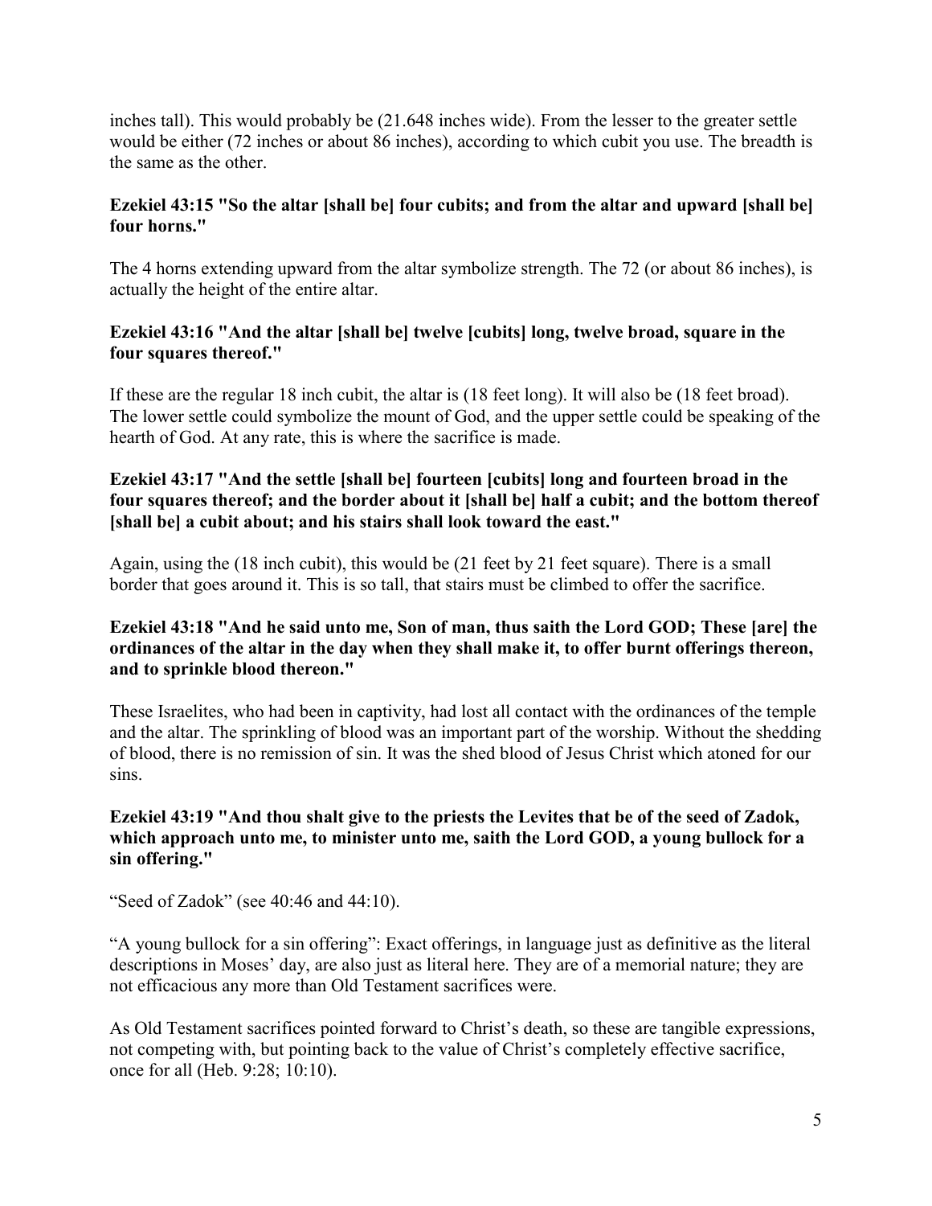inches tall). This would probably be (21.648 inches wide). From the lesser to the greater settle would be either (72 inches or about 86 inches), according to which cubit you use. The breadth is the same as the other.

**Ezekiel 43:15 "So the altar [shall be] four cubits; and from the altar and upward [shall be] four horns."**

The 4 horns extending upward from the altar symbolize strength. The 72 (or about 86 inches), is actually the height of the entire altar.

**Ezekiel 43:16 "And the altar [shall be] twelve [cubits] long, twelve broad, square in the four squares thereof."**

If these are the regular 18 inch cubit, the altar is (18 feet long). It will also be (18 feet broad). The lower settle could symbolize the mount of God, and the upper settle could be speaking of the hearth of God. At any rate, this is where the sacrifice is made.

**Ezekiel 43:17 "And the settle [shall be] fourteen [cubits] long and fourteen broad in the four squares thereof; and the border about it [shall be] half a cubit; and the bottom thereof [shall be] a cubit about; and his stairs shall look toward the east."**

Again, using the (18 inch cubit), this would be (21 feet by 21 feet square). There is a small border that goes around it. This is so tall, that stairs must be climbed to offer the sacrifice.

**Ezekiel 43:18 "And he said unto me, Son of man, thus saith the Lord GOD; These [are] the ordinances of the altar in the day when they shall make it, to offer burnt offerings thereon, and to sprinkle blood thereon."**

These Israelites, who had been in captivity, had lost all contact with the ordinances of the temple and the altar. The sprinkling of blood was an important part of the worship. Without the shedding of blood, there is no remission of sin. It was the shed blood of Jesus Christ which atoned for our sins.

**Ezekiel 43:19 "And thou shalt give to the priests the Levites that be of the seed of Zadok, which approach unto me, to minister unto me, saith the Lord GOD, a young bullock for a sin offering."**

"Seed of Zadok" (see 40:46 and 44:10).

"A young bullock for a sin offering": Exact offerings, in language just as definitive as the literal descriptions in Moses' day, are also just as literal here. They are of a memorial nature; they are not efficacious any more than Old Testament sacrifices were.

As Old Testament sacrifices pointed forward to Christ's death, so these are tangible expressions, not competing with, but pointing back to the value of Christ's completely effective sacrifice, once for all (Heb. 9:28; 10:10).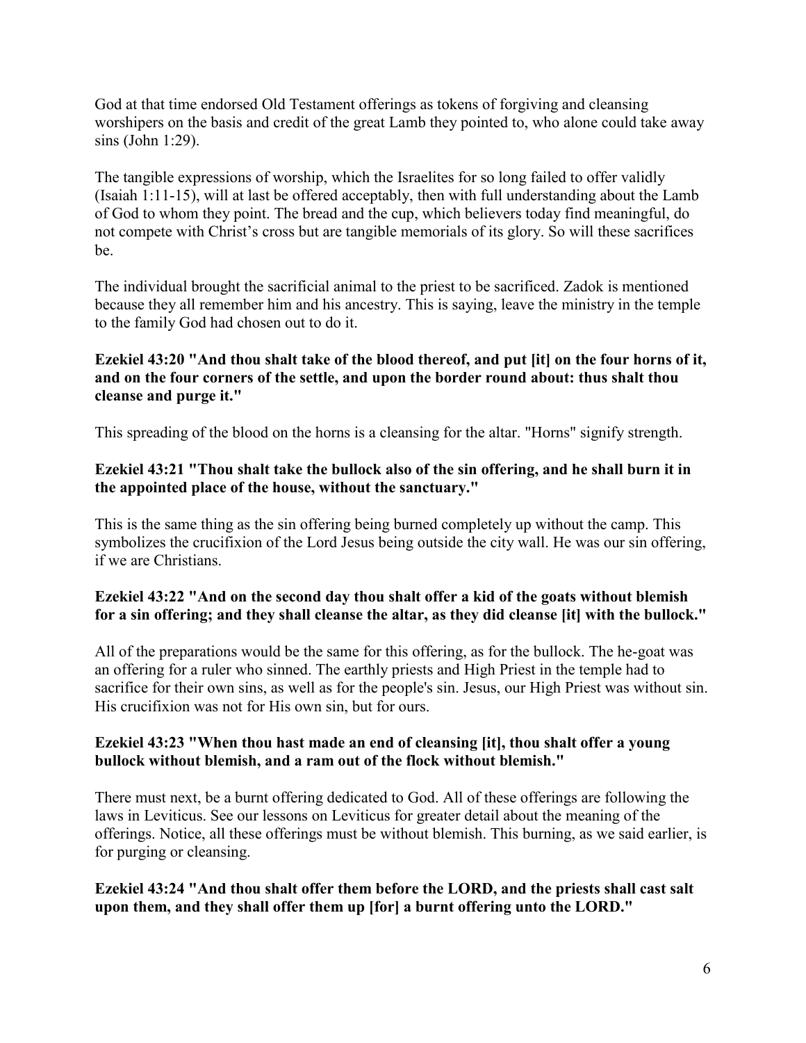God at that time endorsed Old Testament offerings as tokens of forgiving and cleansing worshipers on the basis and credit of the great Lamb they pointed to, who alone could take away sins (John 1:29).

The tangible expressions of worship, which the Israelites for so long failed to offer validly (Isaiah 1:11-15), will at last be offered acceptably, then with full understanding about the Lamb of God to whom they point. The bread and the cup, which believers today find meaningful, do not compete with Christ's cross but are tangible memorials of its glory. So will these sacrifices be.

The individual brought the sacrificial animal to the priest to be sacrificed. Zadok is mentioned because they all remember him and his ancestry. This is saying, leave the ministry in the temple to the family God had chosen out to do it.

**Ezekiel 43:20 "And thou shalt take of the blood thereof, and put [it] on the four horns of it, and on the four corners of the settle, and upon the border round about: thus shalt thou cleanse and purge it."**

This spreading of the blood on the horns is a cleansing for the altar. "Horns" signify strength.

**Ezekiel 43:21 "Thou shalt take the bullock also of the sin offering, and he shall burn it in the appointed place of the house, without the sanctuary."**

This is the same thing as the sin offering being burned completely up without the camp. This symbolizes the crucifixion of the Lord Jesus being outside the city wall. He was our sin offering, if we are Christians.

**Ezekiel 43:22 "And on the second day thou shalt offer a kid of the goats without blemish for a sin offering; and they shall cleanse the altar, as they did cleanse [it] with the bullock."**

All of the preparations would be the same for this offering, as for the bullock. The he-goat was an offering for a ruler who sinned. The earthly priests and High Priest in the temple had to sacrifice for their own sins, as well as for the people's sin. Jesus, our High Priest was without sin. His crucifixion was not for His own sin, but for ours.

**Ezekiel 43:23 "When thou hast made an end of cleansing [it], thou shalt offer a young bullock without blemish, and a ram out of the flock without blemish."**

There must next, be a burnt offering dedicated to God. All of these offerings are following the laws in Leviticus. See our lessons on Leviticus for greater detail about the meaning of the offerings. Notice, all these offerings must be without blemish. This burning, as we said earlier, is for purging or cleansing.

**Ezekiel 43:24 "And thou shalt offer them before the LORD, and the priests shall cast salt upon them, and they shall offer them up [for] a burnt offering unto the LORD."**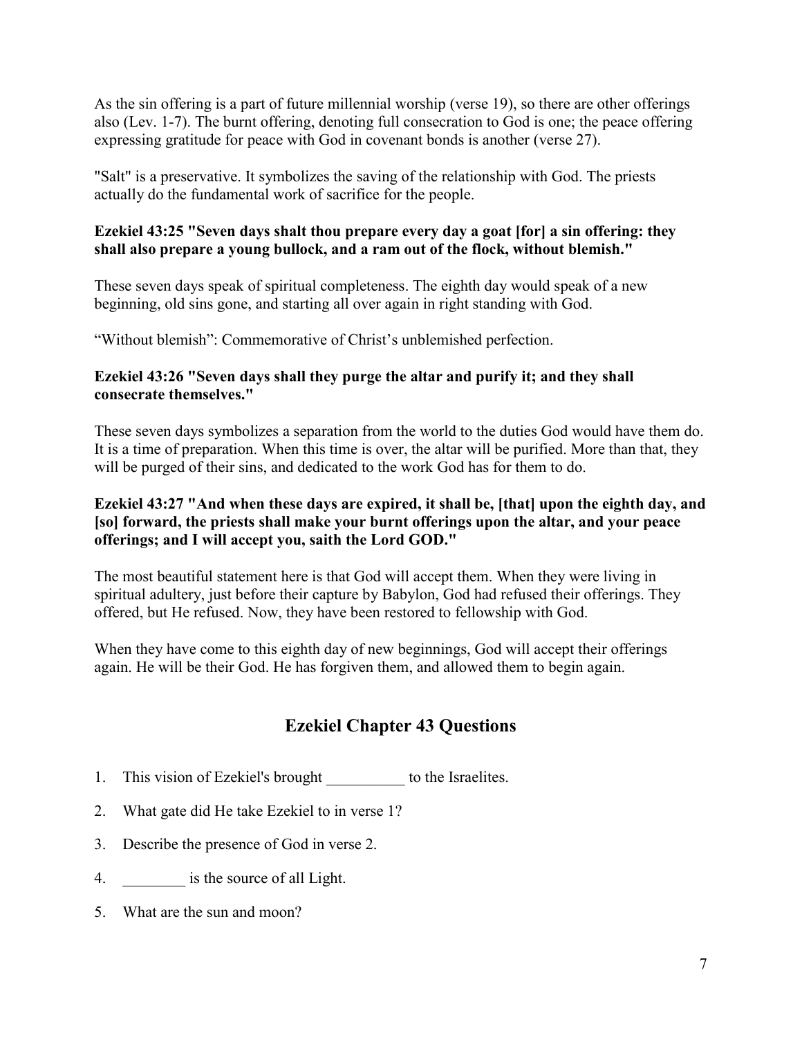As the sin offering is a part of future millennial worship (verse 19), so there are other offerings also (Lev. 1-7). The burnt offering, denoting full consecration to God is one; the peace offering expressing gratitude for peace with God in covenant bonds is another (verse 27).

"Salt" is a preservative. It symbolizes the saving of the relationship with God. The priests actually do the fundamental work of sacrifice for the people.

**Ezekiel 43:25 "Seven days shalt thou prepare every day a goat [for] a sin offering: they shall also prepare a young bullock, and a ram out of the flock, without blemish."**

These seven days speak of spiritual completeness. The eighth day would speak of a new beginning, old sins gone, and starting all over again in right standing with God.

"Without blemish": Commemorative of Christ's unblemished perfection.

**Ezekiel 43:26 "Seven days shall they purge the altar and purify it; and they shall consecrate themselves."**

These seven days symbolizes a separation from the world to the duties God would have them do. It is a time of preparation. When this time is over, the altar will be purified. More than that, they will be purged of their sins, and dedicated to the work God has for them to do.

**Ezekiel 43:27 "And when these days are expired, it shall be, [that] upon the eighth day, and [so] forward, the priests shall make your burnt offerings upon the altar, and your peace offerings; and I will accept you, saith the Lord GOD."**

The most beautiful statement here is that God will accept them. When they were living in spiritual adultery, just before their capture by Babylon, God had refused their offerings. They offered, but He refused. Now, they have been restored to fellowship with God.

When they have come to this eighth day of new beginnings, God will accept their offerings again. He will be their God. He has forgiven them, and allowed them to begin again.

## Ezekiel Chapter 43 Questions

1. This vision of Ezekiel's brought __________ to the Israelites.
2. What gate did He take Ezekiel to in verse 1?
3. Describe the presence of God in verse 2.
4. ________ is the source of all Light.
5. What are the sun and moon?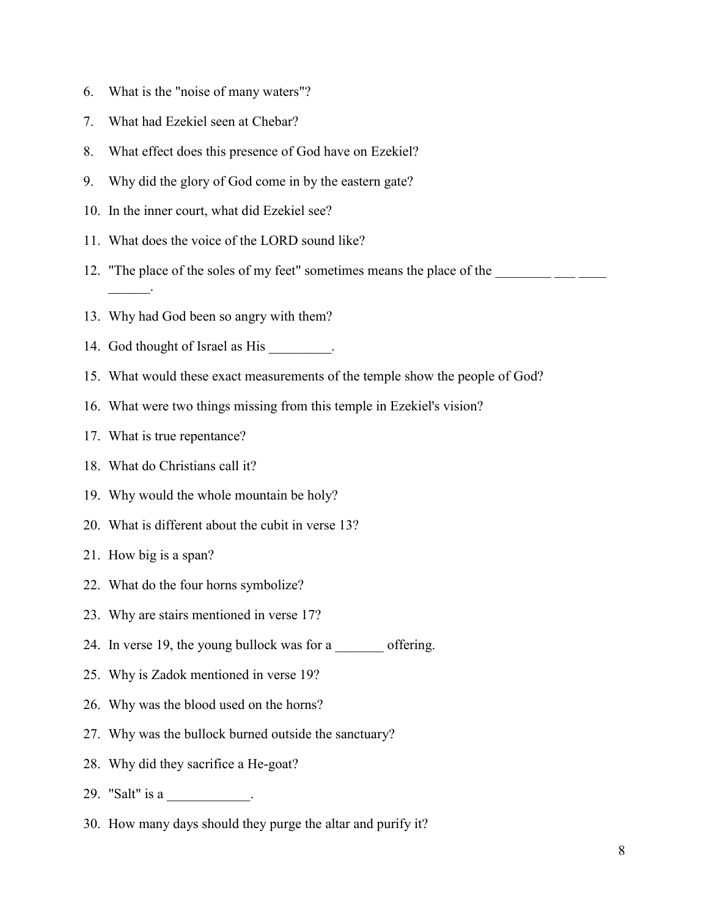6. What is the "noise of many waters"?
7. What had Ezekiel seen at Chebar?
8. What effect does this presence of God have on Ezekiel?
9. Why did the glory of God come in by the eastern gate?
10. In the inner court, what did Ezekiel see?
11. What does the voice of the LORD sound like?
12. "The place of the soles of my feet" sometimes means the place of the ________ ___ ____ ______.
13. Why had God been so angry with them?
14. God thought of Israel as His _________.
15. What would these exact measurements of the temple show the people of God?
16. What were two things missing from this temple in Ezekiel's vision?
17. What is true repentance?
18. What do Christians call it?
19. Why would the whole mountain be holy?
20. What is different about the cubit in verse 13?
21. How big is a span?
22. What do the four horns symbolize?
23. Why are stairs mentioned in verse 17?
24. In verse 19, the young bullock was for a _______ offering.
25. Why is Zadok mentioned in verse 19?
26. Why was the blood used on the horns?
27. Why was the bullock burned outside the sanctuary?
28. Why did they sacrifice a He-goat?
29. "Salt" is a ____________.
30. How many days should they purge the altar and purify it?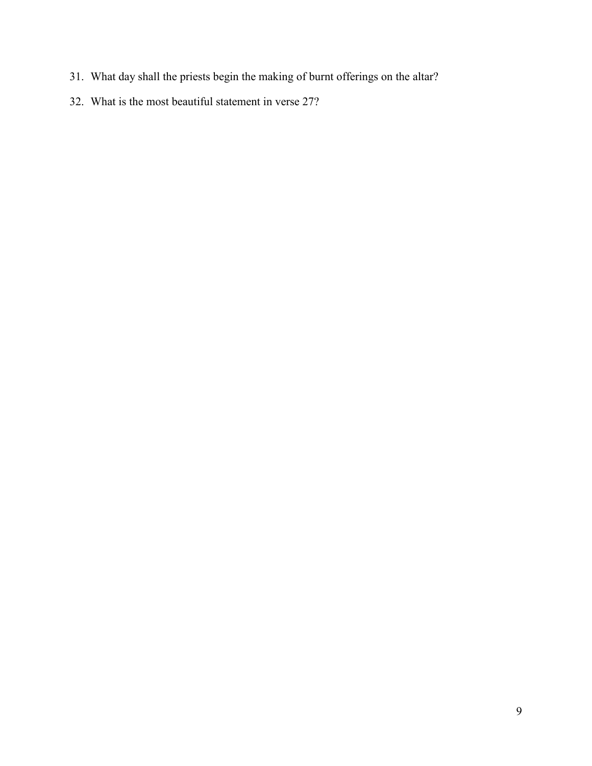31. What day shall the priests begin the making of burnt offerings on the altar?

32. What is the most beautiful statement in verse 27?